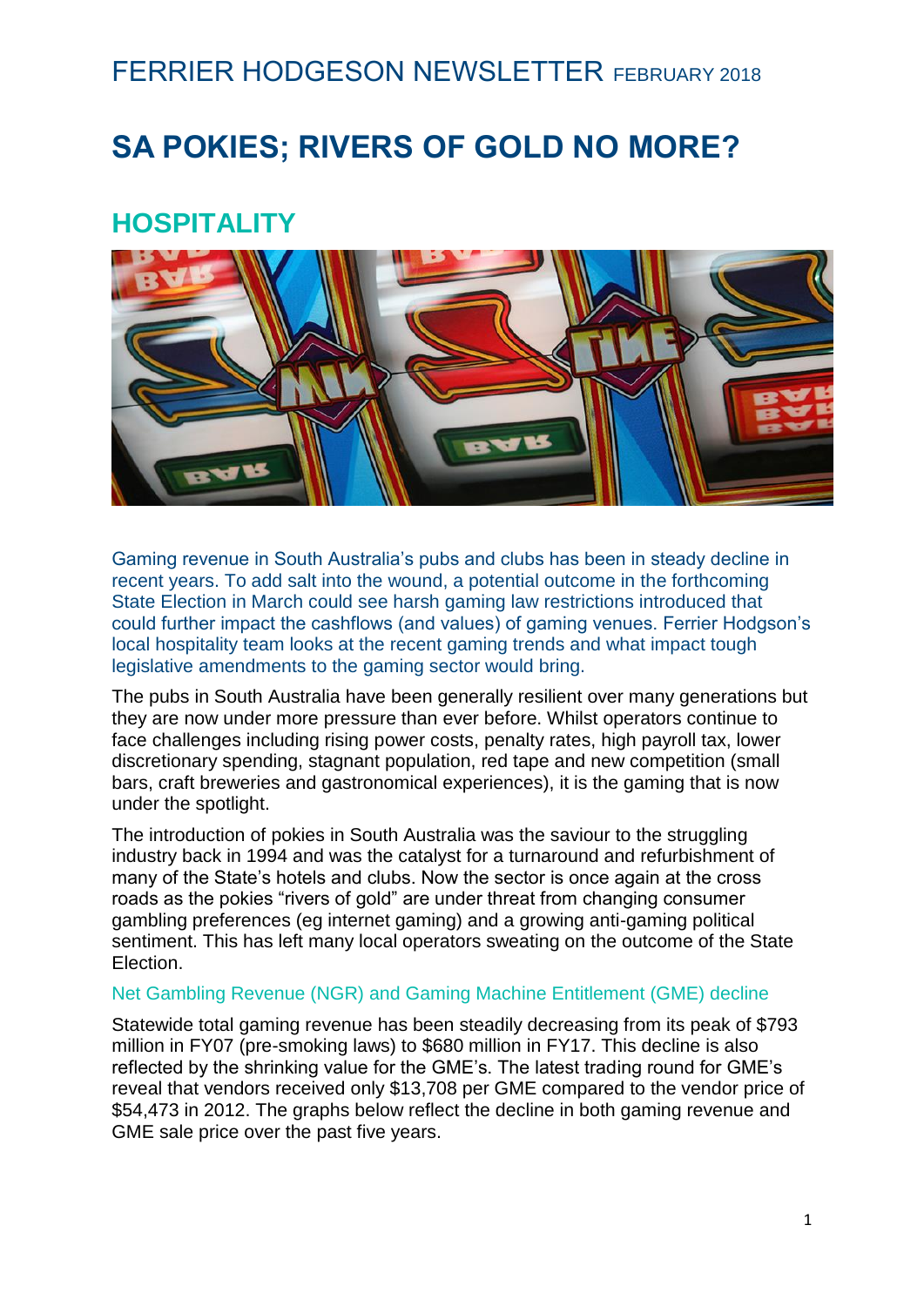FERRIER HODGESON NEWSLETTER FEBRUARY 2018

# SA POKIES; RIVERS OF GOLD NO MORE?

## HOSPITALITY

Gaming revenue in South Australia's pubs and clubs has been in steady decline in recent years. To add salt into the wound, a potential outcome in the forthcoming State Election in March could see harsh gaming law restrictions introduced that could further impact the cashflows (and values) of gaming venues. Ferrier Hodgson's local hospitality team looks at the recent gaming trends and what impact tough legislative amendments to the gaming sector would bring.

The pubs in South Australia have been generally resilient over many generations but they are now under more pressure than ever before. Whilst operators continue to face challenges including rising power costs, penalty rates, high payroll tax, lower discretionary spending, stagnant population, red tape and new competition (small bars, craft breweries and gastronomical experiences), it is the gaming that is now under the spotlight.

The introduction of pokies in South Australia was the saviour to the struggling industry back in 1994 and was the catalyst for a turnaround and refurbishment of many of the State's hotels and clubs. Now the sector is once again at the cross roads as the pokies "rivers of gold" are under threat from changing consumer gambling preferences (eg internet gaming) and a growing anti-gaming political sentiment. This has left many local operators sweating on the outcome of the State Election.

### Net Gambling Revenue (NGR) and Gaming Machine Entitlement (GME) decline

Statewide total gaming revenue has been steadily decreasing from its peak of $793 million in FY07 (pre-smoking laws) to $680 million in FY17. This decline is also reflected by the shrinking value for the GME's. The latest trading round for GME's reveal that vendors received only $13,708 per GME compared to the vendor price of $54,473 in 2012. The graphs below reflect the decline in both gaming revenue and GME sale price over the past five years.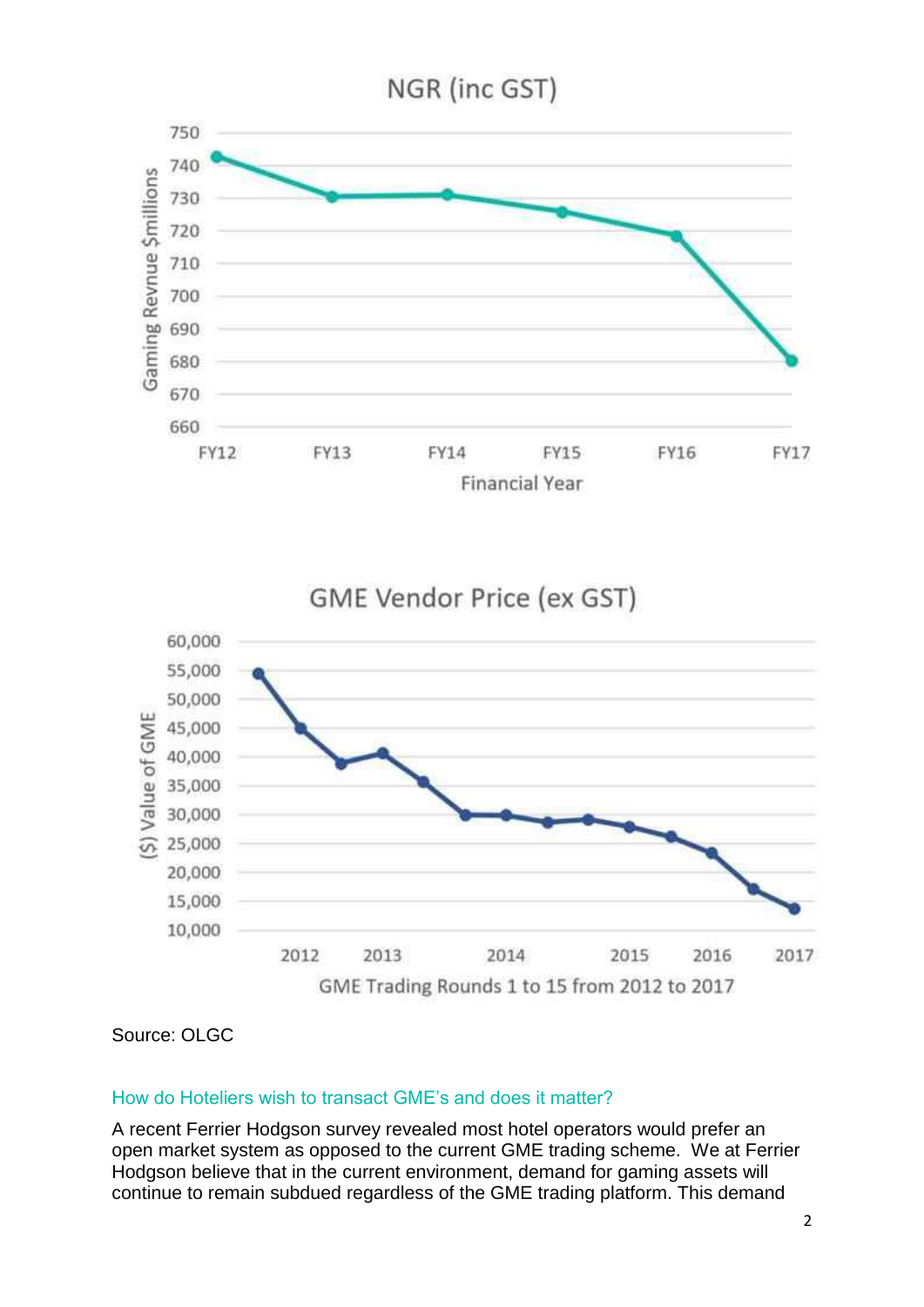NGR (inc GST)

GME Vendor Price (ex GST)

Source: OLGC

### How do Hoteliers wish to transact GME's and does it matter?

A recent Ferrier Hodgson survey revealed most hotel operators would prefer an open market system as opposed to the current GME trading scheme. We at Ferrier Hodgson believe that in the current environment, demand for gaming assets will continue to remain subdued regardless of the GME trading platform. This demand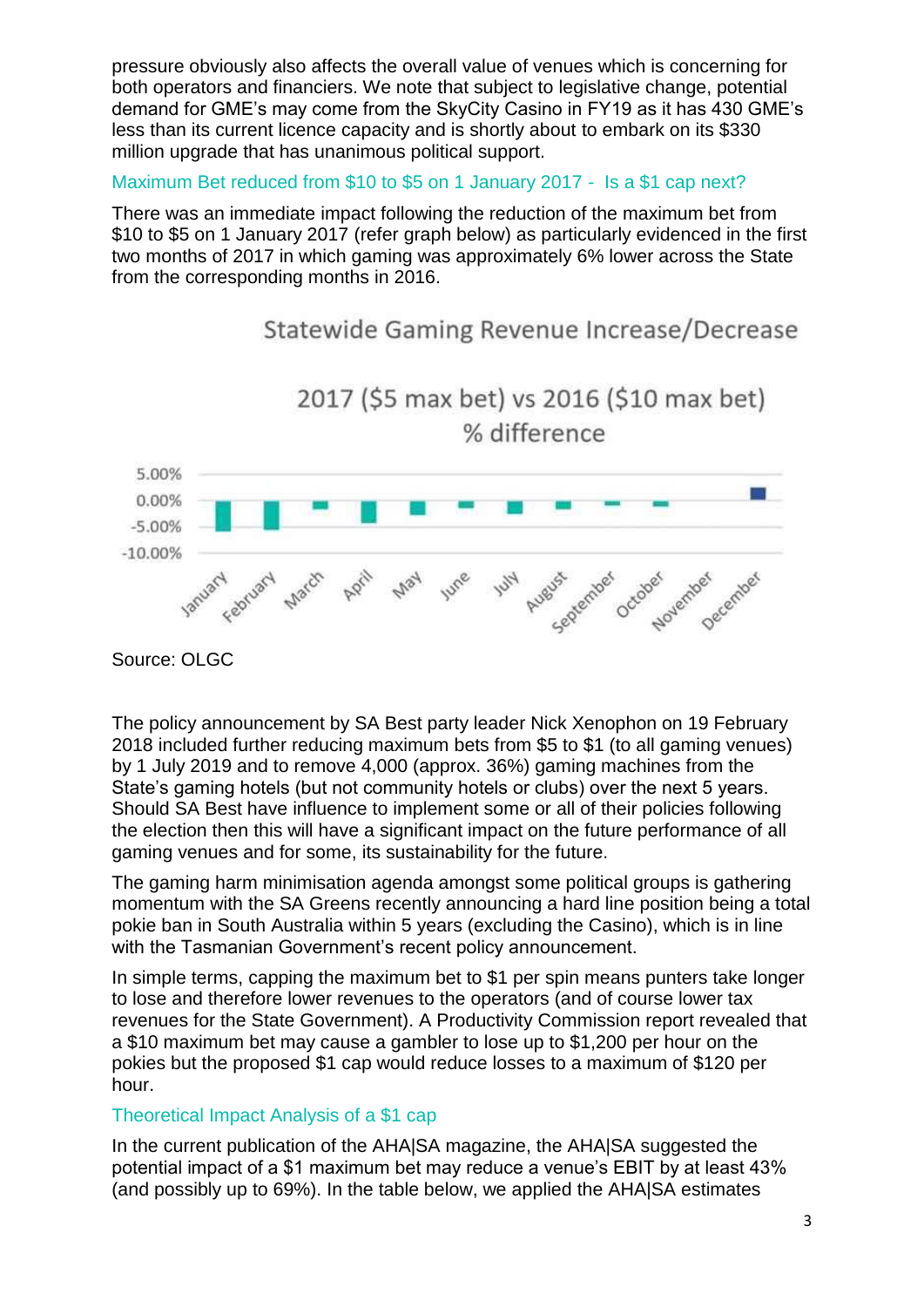pressure obviously also affects the overall value of venues which is concerning for both operators and financiers. We note that subject to legislative change, potential demand for GME's may come from the SkyCity Casino in FY19 as it has 430 GME's less than its current licence capacity and is shortly about to embark on its $330 million upgrade that has unanimous political support.

### Maximum Bet reduced from $10 to $5 on 1 January 2017 - Is a $1 cap next?

There was an immediate impact following the reduction of the maximum bet from $10 to $5 on 1 January 2017 (refer graph below) as particularly evidenced in the first two months of 2017 in which gaming was approximately 6% lower across the State from the corresponding months in 2016.

Statewide Gaming Revenue Increase/Decrease

2017 ($5 max bet) vs 2016 ($10 max bet)
% difference

Source: OLGC

The policy announcement by SA Best party leader Nick Xenophon on 19 February 2018 included further reducing maximum bets from $5 to $1 (to all gaming venues) by 1 July 2019 and to remove 4,000 (approx. 36%) gaming machines from the State's gaming hotels (but not community hotels or clubs) over the next 5 years. Should SA Best have influence to implement some or all of their policies following the election then this will have a significant impact on the future performance of all gaming venues and for some, its sustainability for the future.

The gaming harm minimisation agenda amongst some political groups is gathering momentum with the SA Greens recently announcing a hard line position being a total pokie ban in South Australia within 5 years (excluding the Casino), which is in line with the Tasmanian Government's recent policy announcement.

In simple terms, capping the maximum bet to $1 per spin means punters take longer to lose and therefore lower revenues to the operators (and of course lower tax revenues for the State Government). A Productivity Commission report revealed that a $10 maximum bet may cause a gambler to lose up to $1,200 per hour on the pokies but the proposed $1 cap would reduce losses to a maximum of $120 per hour.

### Theoretical Impact Analysis of a $1 cap

In the current publication of the AHA|SA magazine, the AHA|SA suggested the potential impact of a $1 maximum bet may reduce a venue's EBIT by at least 43% (and possibly up to 69%). In the table below, we applied the AHA|SA estimates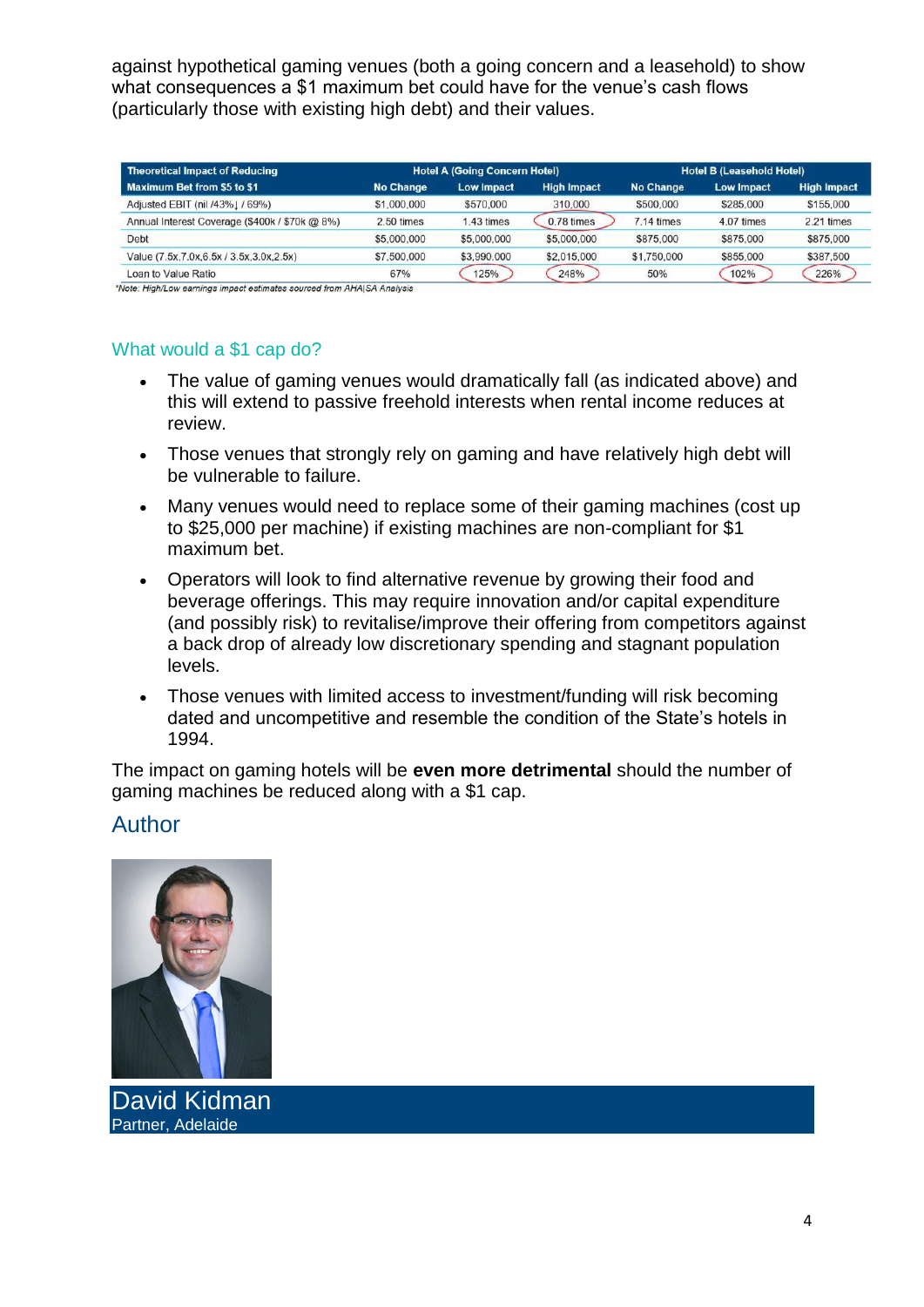against hypothetical gaming venues (both a going concern and a leasehold) to show what consequences a $1 maximum bet could have for the venue's cash flows (particularly those with existing high debt) and their values.

| Theoretical Impact of Reducing | Hotel A (Going Concern Hotel) | | | Hotel B (Leasehold Hotel) | | |
|---|---|---|---|---|---|---|
| Maximum Bet from $5 to $1 | No Change | Low Impact | High Impact | No Change | Low Impact | High Impact |
| Adjusted EBIT (nil /43%↓ / 69%) | $1,000,000 | $570,000 | 310,000 | $500,000 | $285,000 | $155,000 |
| Annual Interest Coverage ($400k / $70k @ 8%) | 2.50 times | 1.43 times | 0.78 times | 7.14 times | 4.07 times | 2.21 times |
| Debt | $5,000,000 | $5,000,000 | $5,000,000 | $875,000 | $875,000 | $875,000 |
| Value (7.5x,7.0x,6.5x / 3.5x,3.0x,2.5x) | $7,500,000 | $3,990,000 | $2,015,000 | $1,750,000 | $855,000 | $387,500 |
| Loan to Value Ratio | 67% | 125% | 248% | 50% | 102% | 226% |

*Note: High/Low earnings impact estimates sourced from AHA|SA Analysis

## What would a $1 cap do?

- The value of gaming venues would dramatically fall (as indicated above) and this will extend to passive freehold interests when rental income reduces at review.
- Those venues that strongly rely on gaming and have relatively high debt will be vulnerable to failure.
- Many venues would need to replace some of their gaming machines (cost up to $25,000 per machine) if existing machines are non-compliant for $1 maximum bet.
- Operators will look to find alternative revenue by growing their food and beverage offerings. This may require innovation and/or capital expenditure (and possibly risk) to revitalise/improve their offering from competitors against a back drop of already low discretionary spending and stagnant population levels.
- Those venues with limited access to investment/funding will risk becoming dated and uncompetitive and resemble the condition of the State's hotels in 1994.

The impact on gaming hotels will be **even more detrimental** should the number of gaming machines be reduced along with a $1 cap.

## Author

David Kidman
Partner, Adelaide